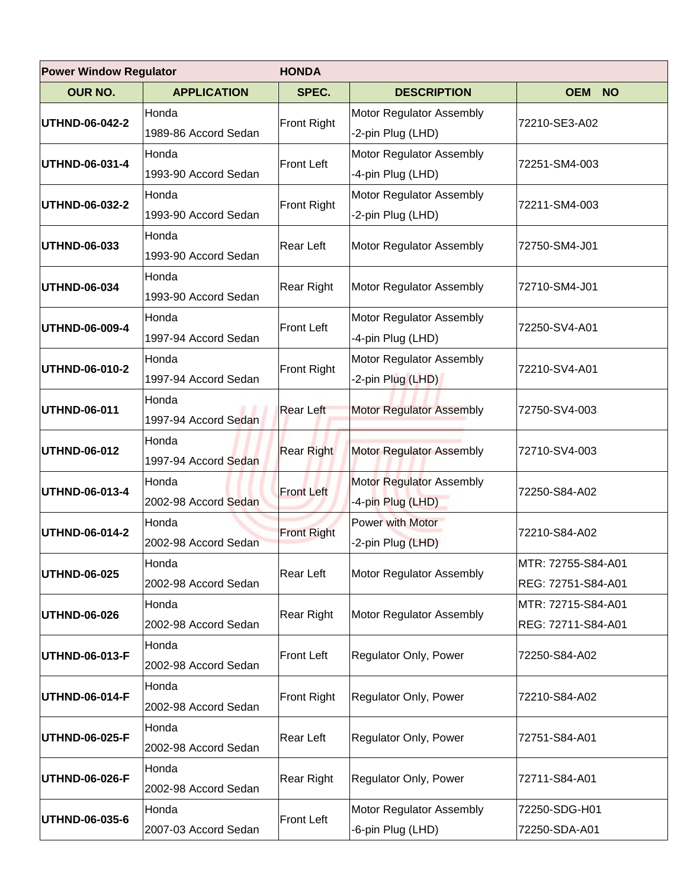| Power Window Regulator | HONDA | | | |
|---|---|---|---|---|
| **OUR NO.** | **APPLICATION** | **SPEC.** | **DESCRIPTION** | **OEM NO** |
| **UTHND-06-042-2** | Honda 1989-86 Accord Sedan | Front Right | Motor Regulator Assembly -2-pin Plug (LHD) | 72210-SE3-A02 |
| **UTHND-06-031-4** | Honda 1993-90 Accord Sedan | Front Left | Motor Regulator Assembly -4-pin Plug (LHD) | 72251-SM4-003 |
| **UTHND-06-032-2** | Honda 1993-90 Accord Sedan | Front Right | Motor Regulator Assembly -2-pin Plug (LHD) | 72211-SM4-003 |
| **UTHND-06-033** | Honda 1993-90 Accord Sedan | Rear Left | Motor Regulator Assembly | 72750-SM4-J01 |
| **UTHND-06-034** | Honda 1993-90 Accord Sedan | Rear Right | Motor Regulator Assembly | 72710-SM4-J01 |
| **UTHND-06-009-4** | Honda 1997-94 Accord Sedan | Front Left | Motor Regulator Assembly -4-pin Plug (LHD) | 72250-SV4-A01 |
| **UTHND-06-010-2** | Honda 1997-94 Accord Sedan | Front Right | Motor Regulator Assembly -2-pin Plug (LHD) | 72210-SV4-A01 |
| **UTHND-06-011** | Honda 1997-94 Accord Sedan | Rear Left | Motor Regulator Assembly | 72750-SV4-003 |
| **UTHND-06-012** | Honda 1997-94 Accord Sedan | Rear Right | Motor Regulator Assembly | 72710-SV4-003 |
| **UTHND-06-013-4** | Honda 2002-98 Accord Sedan | Front Left | Motor Regulator Assembly -4-pin Plug (LHD) | 72250-S84-A02 |
| **UTHND-06-014-2** | Honda 2002-98 Accord Sedan | Front Right | Power with Motor -2-pin Plug (LHD) | 72210-S84-A02 |
| **UTHND-06-025** | Honda 2002-98 Accord Sedan | Rear Left | Motor Regulator Assembly | MTR: 72755-S84-A01 REG: 72751-S84-A01 |
| **UTHND-06-026** | Honda 2002-98 Accord Sedan | Rear Right | Motor Regulator Assembly | MTR: 72715-S84-A01 REG: 72711-S84-A01 |
| **UTHND-06-013-F** | Honda 2002-98 Accord Sedan | Front Left | Regulator Only, Power | 72250-S84-A02 |
| **UTHND-06-014-F** | Honda 2002-98 Accord Sedan | Front Right | Regulator Only, Power | 72210-S84-A02 |
| **UTHND-06-025-F** | Honda 2002-98 Accord Sedan | Rear Left | Regulator Only, Power | 72751-S84-A01 |
| **UTHND-06-026-F** | Honda 2002-98 Accord Sedan | Rear Right | Regulator Only, Power | 72711-S84-A01 |
| **UTHND-06-035-6** | Honda 2007-03 Accord Sedan | Front Left | Motor Regulator Assembly -6-pin Plug (LHD) | 72250-SDG-H01 72250-SDA-A01 |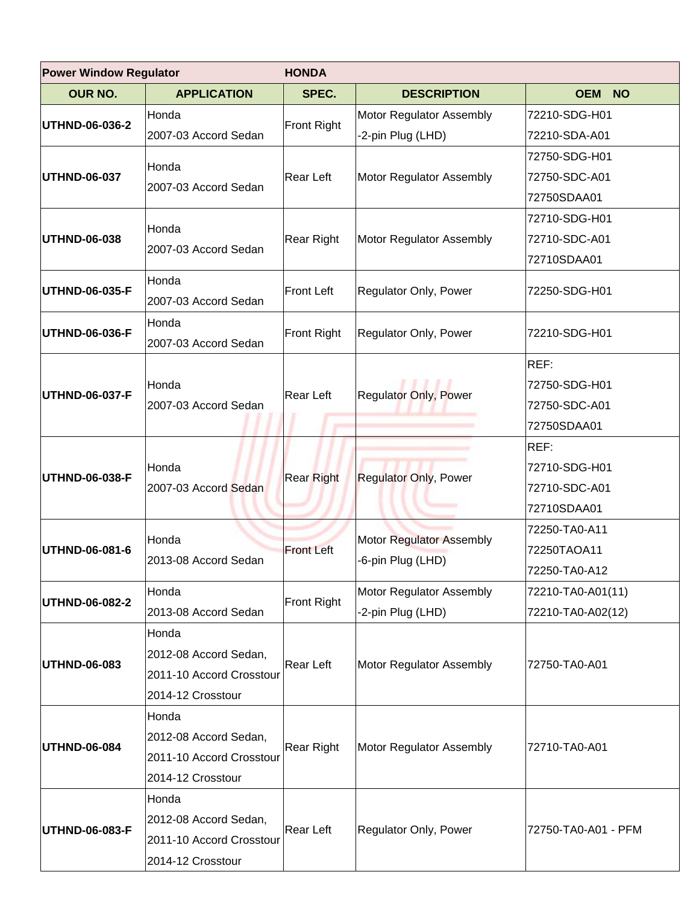| Power Window Regulator | HONDA | | | |
|---|---|---|---|---|
| **OUR NO.** | **APPLICATION** | **SPEC.** | **DESCRIPTION** | **OEM NO** |
| **UTHND-06-036-2** | Honda<br>2007-03 Accord Sedan | Front Right | Motor Regulator Assembly<br>-2-pin Plug (LHD) | 72210-SDG-H01<br>72210-SDA-A01 |
| **UTHND-06-037** | Honda<br>2007-03 Accord Sedan | Rear Left | Motor Regulator Assembly | 72750-SDG-H01<br>72750-SDC-A01<br>72750SDAA01 |
| **UTHND-06-038** | Honda<br>2007-03 Accord Sedan | Rear Right | Motor Regulator Assembly | 72710-SDG-H01<br>72710-SDC-A01<br>72710SDAA01 |
| **UTHND-06-035-F** | Honda<br>2007-03 Accord Sedan | Front Left | Regulator Only, Power | 72250-SDG-H01 |
| **UTHND-06-036-F** | Honda<br>2007-03 Accord Sedan | Front Right | Regulator Only, Power | 72210-SDG-H01 |
| **UTHND-06-037-F** | Honda<br>2007-03 Accord Sedan | Rear Left | Regulator Only, Power | REF:<br>72750-SDG-H01<br>72750-SDC-A01<br>72750SDAA01 |
| **UTHND-06-038-F** | Honda<br>2007-03 Accord Sedan | Rear Right | Regulator Only, Power | REF:<br>72710-SDG-H01<br>72710-SDC-A01<br>72710SDAA01 |
| **UTHND-06-081-6** | Honda<br>2013-08 Accord Sedan | Front Left | Motor Regulator Assembly<br>-6-pin Plug (LHD) | 72250-TA0-A11<br>72250TAOA11<br>72250-TA0-A12 |
| **UTHND-06-082-2** | Honda<br>2013-08 Accord Sedan | Front Right | Motor Regulator Assembly<br>-2-pin Plug (LHD) | 72210-TA0-A01(11)<br>72210-TA0-A02(12) |
| **UTHND-06-083** | Honda<br>2012-08 Accord Sedan,<br>2011-10 Accord Crosstour<br>2014-12 Crosstour | Rear Left | Motor Regulator Assembly | 72750-TA0-A01 |
| **UTHND-06-084** | Honda<br>2012-08 Accord Sedan,<br>2011-10 Accord Crosstour<br>2014-12 Crosstour | Rear Right | Motor Regulator Assembly | 72710-TA0-A01 |
| **UTHND-06-083-F** | Honda<br>2012-08 Accord Sedan,<br>2011-10 Accord Crosstour<br>2014-12 Crosstour | Rear Left | Regulator Only, Power | 72750-TA0-A01 - PFM |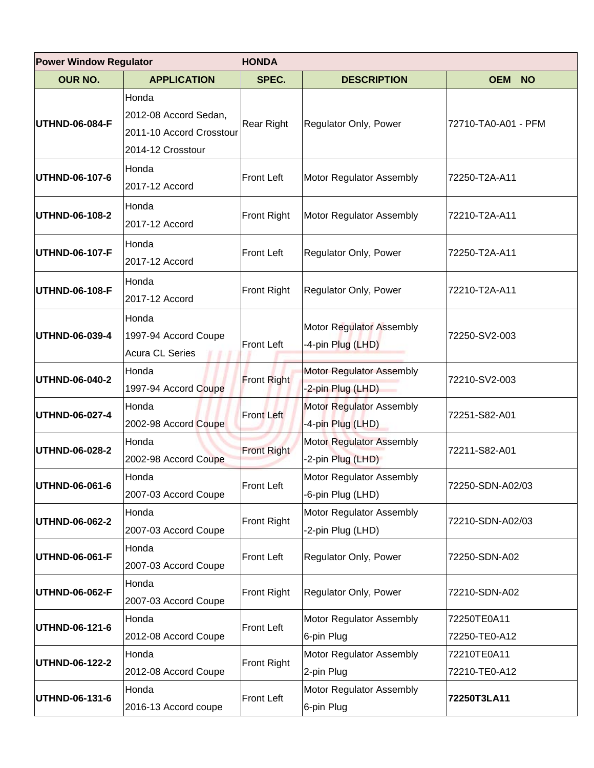| **Power Window Regulator** | **HONDA** | | | |
|---|---|---|---|---|
| **OUR NO.** | **APPLICATION** | **SPEC.** | **DESCRIPTION** | **OEM NO** |
| **UTHND-06-084-F** | Honda<br>2012-08 Accord Sedan,<br>2011-10 Accord Crosstour<br>2014-12 Crosstour | Rear Right | Regulator Only, Power | 72710-TA0-A01 - PFM |
| **UTHND-06-107-6** | Honda<br>2017-12 Accord | Front Left | Motor Regulator Assembly | 72250-T2A-A11 |
| **UTHND-06-108-2** | Honda<br>2017-12 Accord | Front Right | Motor Regulator Assembly | 72210-T2A-A11 |
| **UTHND-06-107-F** | Honda<br>2017-12 Accord | Front Left | Regulator Only, Power | 72250-T2A-A11 |
| **UTHND-06-108-F** | Honda<br>2017-12 Accord | Front Right | Regulator Only, Power | 72210-T2A-A11 |
| **UTHND-06-039-4** | Honda<br>1997-94 Accord Coupe<br>Acura CL Series | Front Left | Motor Regulator Assembly<br>-4-pin Plug (LHD) | 72250-SV2-003 |
| **UTHND-06-040-2** | Honda<br>1997-94 Accord Coupe | Front Right | Motor Regulator Assembly<br>-2-pin Plug (LHD) | 72210-SV2-003 |
| **UTHND-06-027-4** | Honda<br>2002-98 Accord Coupe | Front Left | Motor Regulator Assembly<br>-4-pin Plug (LHD) | 72251-S82-A01 |
| **UTHND-06-028-2** | Honda<br>2002-98 Accord Coupe | Front Right | Motor Regulator Assembly<br>-2-pin Plug (LHD) | 72211-S82-A01 |
| **UTHND-06-061-6** | Honda<br>2007-03 Accord Coupe | Front Left | Motor Regulator Assembly<br>-6-pin Plug (LHD) | 72250-SDN-A02/03 |
| **UTHND-06-062-2** | Honda<br>2007-03 Accord Coupe | Front Right | Motor Regulator Assembly<br>-2-pin Plug (LHD) | 72210-SDN-A02/03 |
| **UTHND-06-061-F** | Honda<br>2007-03 Accord Coupe | Front Left | Regulator Only, Power | 72250-SDN-A02 |
| **UTHND-06-062-F** | Honda<br>2007-03 Accord Coupe | Front Right | Regulator Only, Power | 72210-SDN-A02 |
| **UTHND-06-121-6** | Honda<br>2012-08 Accord Coupe | Front Left | Motor Regulator Assembly<br>6-pin Plug | 72250TE0A11<br>72250-TE0-A12 |
| **UTHND-06-122-2** | Honda<br>2012-08 Accord Coupe | Front Right | Motor Regulator Assembly<br>2-pin Plug | 72210TE0A11<br>72210-TE0-A12 |
| **UTHND-06-131-6** | Honda<br>2016-13 Accord coupe | Front Left | Motor Regulator Assembly<br>6-pin Plug | **72250T3LA11** |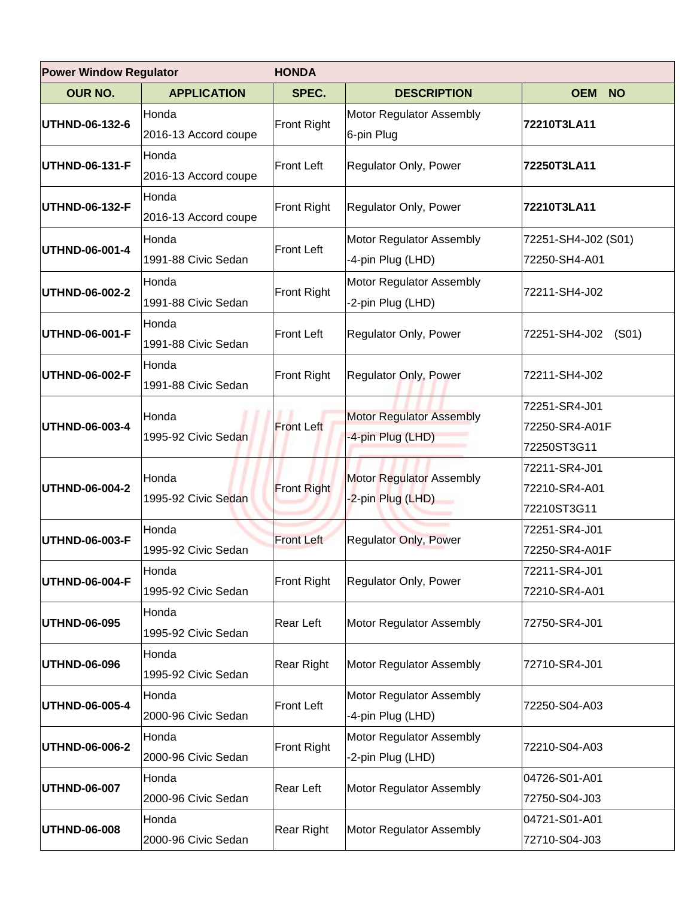| Power Window Regulator | HONDA | | | |
|---|---|---|---|---|
| **OUR NO.** | **APPLICATION** | **SPEC.** | **DESCRIPTION** | **OEM NO** |
| **UTHND-06-132-6** | Honda 2016-13 Accord coupe | Front Right | Motor Regulator Assembly 6-pin Plug | **72210T3LA11** |
| **UTHND-06-131-F** | Honda 2016-13 Accord coupe | Front Left | Regulator Only, Power | **72250T3LA11** |
| **UTHND-06-132-F** | Honda 2016-13 Accord coupe | Front Right | Regulator Only, Power | **72210T3LA11** |
| **UTHND-06-001-4** | Honda 1991-88 Civic Sedan | Front Left | Motor Regulator Assembly -4-pin Plug (LHD) | 72251-SH4-J02 (S01) 72250-SH4-A01 |
| **UTHND-06-002-2** | Honda 1991-88 Civic Sedan | Front Right | Motor Regulator Assembly -2-pin Plug (LHD) | 72211-SH4-J02 |
| **UTHND-06-001-F** | Honda 1991-88 Civic Sedan | Front Left | Regulator Only, Power | 72251-SH4-J02 (S01) |
| **UTHND-06-002-F** | Honda 1991-88 Civic Sedan | Front Right | Regulator Only, Power | 72211-SH4-J02 |
| **UTHND-06-003-4** | Honda 1995-92 Civic Sedan | Front Left | Motor Regulator Assembly -4-pin Plug (LHD) | 72251-SR4-J01 72250-SR4-A01F 72250ST3G11 |
| **UTHND-06-004-2** | Honda 1995-92 Civic Sedan | Front Right | Motor Regulator Assembly -2-pin Plug (LHD) | 72211-SR4-J01 72210-SR4-A01 72210ST3G11 |
| **UTHND-06-003-F** | Honda 1995-92 Civic Sedan | Front Left | Regulator Only, Power | 72251-SR4-J01 72250-SR4-A01F |
| **UTHND-06-004-F** | Honda 1995-92 Civic Sedan | Front Right | Regulator Only, Power | 72211-SR4-J01 72210-SR4-A01 |
| **UTHND-06-095** | Honda 1995-92 Civic Sedan | Rear Left | Motor Regulator Assembly | 72750-SR4-J01 |
| **UTHND-06-096** | Honda 1995-92 Civic Sedan | Rear Right | Motor Regulator Assembly | 72710-SR4-J01 |
| **UTHND-06-005-4** | Honda 2000-96 Civic Sedan | Front Left | Motor Regulator Assembly -4-pin Plug (LHD) | 72250-S04-A03 |
| **UTHND-06-006-2** | Honda 2000-96 Civic Sedan | Front Right | Motor Regulator Assembly -2-pin Plug (LHD) | 72210-S04-A03 |
| **UTHND-06-007** | Honda 2000-96 Civic Sedan | Rear Left | Motor Regulator Assembly | 04726-S01-A01 72750-S04-J03 |
| **UTHND-06-008** | Honda 2000-96 Civic Sedan | Rear Right | Motor Regulator Assembly | 04721-S01-A01 72710-S04-J03 |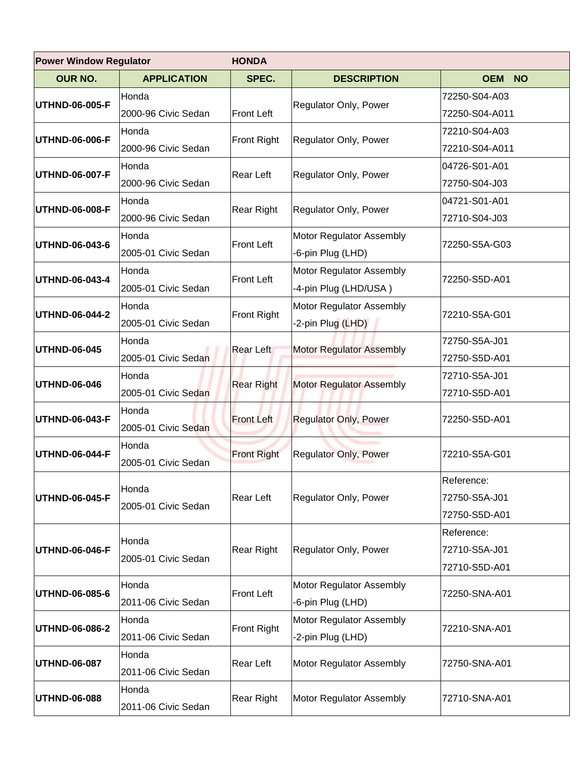| Power Window Regulator | HONDA | | | |
|---|---|---|---|---|
| **OUR NO.** | **APPLICATION** | **SPEC.** | **DESCRIPTION** | **OEM NO** |
| **UTHND-06-005-F** | Honda 2000-96 Civic Sedan | Front Left | Regulator Only, Power | 72250-S04-A03 72250-S04-A011 |
| **UTHND-06-006-F** | Honda 2000-96 Civic Sedan | Front Right | Regulator Only, Power | 72210-S04-A03 72210-S04-A011 |
| **UTHND-06-007-F** | Honda 2000-96 Civic Sedan | Rear Left | Regulator Only, Power | 04726-S01-A01 72750-S04-J03 |
| **UTHND-06-008-F** | Honda 2000-96 Civic Sedan | Rear Right | Regulator Only, Power | 04721-S01-A01 72710-S04-J03 |
| **UTHND-06-043-6** | Honda 2005-01 Civic Sedan | Front Left | Motor Regulator Assembly -6-pin Plug (LHD) | 72250-S5A-G03 |
| **UTHND-06-043-4** | Honda 2005-01 Civic Sedan | Front Left | Motor Regulator Assembly -4-pin Plug (LHD/USA ) | 72250-S5D-A01 |
| **UTHND-06-044-2** | Honda 2005-01 Civic Sedan | Front Right | Motor Regulator Assembly -2-pin Plug (LHD) | 72210-S5A-G01 |
| **UTHND-06-045** | Honda 2005-01 Civic Sedan | Rear Left | Motor Regulator Assembly | 72750-S5A-J01 72750-S5D-A01 |
| **UTHND-06-046** | Honda 2005-01 Civic Sedan | Rear Right | Motor Regulator Assembly | 72710-S5A-J01 72710-S5D-A01 |
| **UTHND-06-043-F** | Honda 2005-01 Civic Sedan | Front Left | Regulator Only, Power | 72250-S5D-A01 |
| **UTHND-06-044-F** | Honda 2005-01 Civic Sedan | Front Right | Regulator Only, Power | 72210-S5A-G01 |
| **UTHND-06-045-F** | Honda 2005-01 Civic Sedan | Rear Left | Regulator Only, Power | Reference: 72750-S5A-J01 72750-S5D-A01 |
| **UTHND-06-046-F** | Honda 2005-01 Civic Sedan | Rear Right | Regulator Only, Power | Reference: 72710-S5A-J01 72710-S5D-A01 |
| **UTHND-06-085-6** | Honda 2011-06 Civic Sedan | Front Left | Motor Regulator Assembly -6-pin Plug (LHD) | 72250-SNA-A01 |
| **UTHND-06-086-2** | Honda 2011-06 Civic Sedan | Front Right | Motor Regulator Assembly -2-pin Plug (LHD) | 72210-SNA-A01 |
| **UTHND-06-087** | Honda 2011-06 Civic Sedan | Rear Left | Motor Regulator Assembly | 72750-SNA-A01 |
| **UTHND-06-088** | Honda 2011-06 Civic Sedan | Rear Right | Motor Regulator Assembly | 72710-SNA-A01 |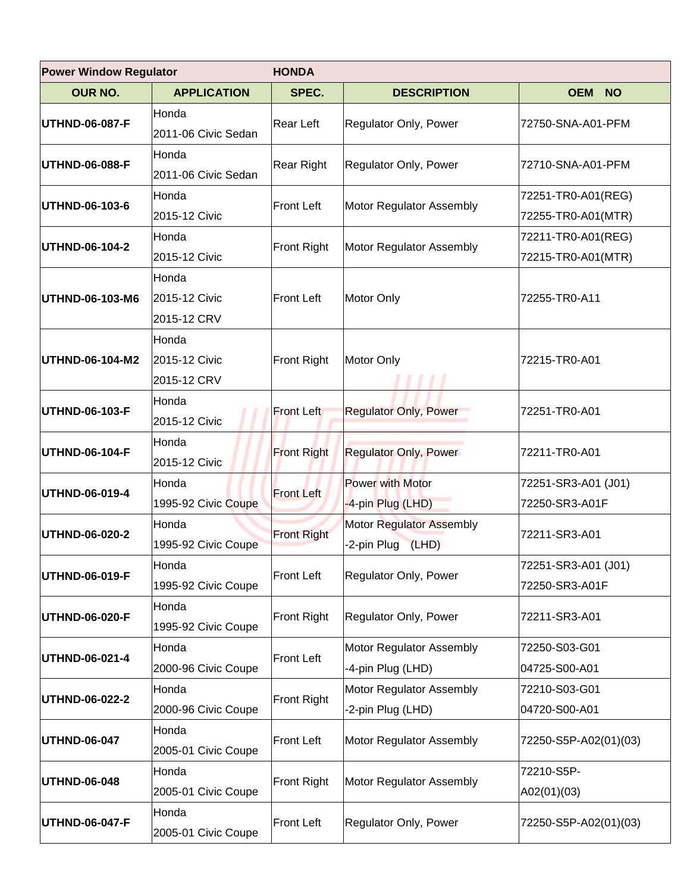| Power Window Regulator | HONDA | | | |
|---|---|---|---|---|
| **OUR NO.** | **APPLICATION** | **SPEC.** | **DESCRIPTION** | **OEM NO** |
| **UTHND-06-087-F** | Honda 2011-06 Civic Sedan | Rear Left | Regulator Only, Power | 72750-SNA-A01-PFM |
| **UTHND-06-088-F** | Honda 2011-06 Civic Sedan | Rear Right | Regulator Only, Power | 72710-SNA-A01-PFM |
| **UTHND-06-103-6** | Honda 2015-12 Civic | Front Left | Motor Regulator Assembly | 72251-TR0-A01(REG) 72255-TR0-A01(MTR) |
| **UTHND-06-104-2** | Honda 2015-12 Civic | Front Right | Motor Regulator Assembly | 72211-TR0-A01(REG) 72215-TR0-A01(MTR) |
| **UTHND-06-103-M6** | Honda 2015-12 Civic 2015-12 CRV | Front Left | Motor Only | 72255-TR0-A11 |
| **UTHND-06-104-M2** | Honda 2015-12 Civic 2015-12 CRV | Front Right | Motor Only | 72215-TR0-A01 |
| **UTHND-06-103-F** | Honda 2015-12 Civic | Front Left | Regulator Only, Power | 72251-TR0-A01 |
| **UTHND-06-104-F** | Honda 2015-12 Civic | Front Right | Regulator Only, Power | 72211-TR0-A01 |
| **UTHND-06-019-4** | Honda 1995-92 Civic Coupe | Front Left | Power with Motor -4-pin Plug (LHD) | 72251-SR3-A01 (J01) 72250-SR3-A01F |
| **UTHND-06-020-2** | Honda 1995-92 Civic Coupe | Front Right | Motor Regulator Assembly -2-pin Plug (LHD) | 72211-SR3-A01 |
| **UTHND-06-019-F** | Honda 1995-92 Civic Coupe | Front Left | Regulator Only, Power | 72251-SR3-A01 (J01) 72250-SR3-A01F |
| **UTHND-06-020-F** | Honda 1995-92 Civic Coupe | Front Right | Regulator Only, Power | 72211-SR3-A01 |
| **UTHND-06-021-4** | Honda 2000-96 Civic Coupe | Front Left | Motor Regulator Assembly -4-pin Plug (LHD) | 72250-S03-G01 04725-S00-A01 |
| **UTHND-06-022-2** | Honda 2000-96 Civic Coupe | Front Right | Motor Regulator Assembly -2-pin Plug (LHD) | 72210-S03-G01 04720-S00-A01 |
| **UTHND-06-047** | Honda 2005-01 Civic Coupe | Front Left | Motor Regulator Assembly | 72250-S5P-A02(01)(03) |
| **UTHND-06-048** | Honda 2005-01 Civic Coupe | Front Right | Motor Regulator Assembly | 72210-S5P-A02(01)(03) |
| **UTHND-06-047-F** | Honda 2005-01 Civic Coupe | Front Left | Regulator Only, Power | 72250-S5P-A02(01)(03) |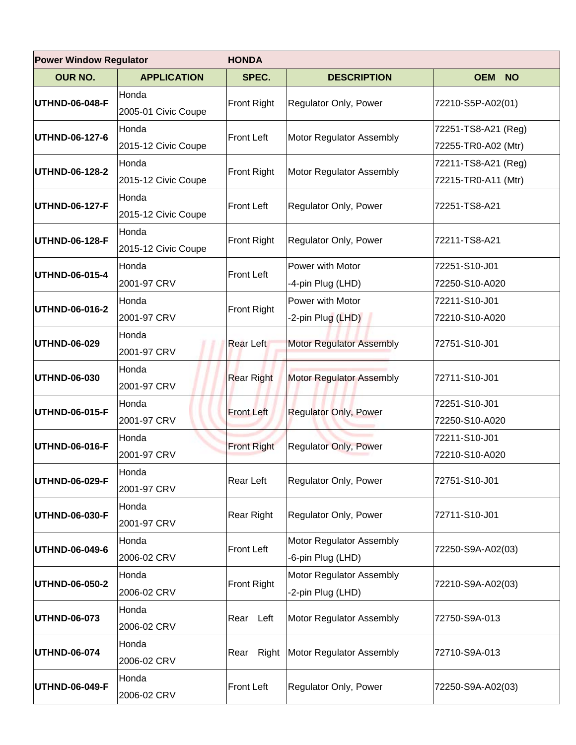| Power Window Regulator | | HONDA | | |
|---|---|---|---|---|
| **OUR NO.** | **APPLICATION** | **SPEC.** | **DESCRIPTION** | **OEM NO** |
| **UTHND-06-048-F** | Honda 2005-01 Civic Coupe | Front Right | Regulator Only, Power | 72210-S5P-A02(01) |
| **UTHND-06-127-6** | Honda 2015-12 Civic Coupe | Front Left | Motor Regulator Assembly | 72251-TS8-A21 (Reg) 72255-TR0-A02 (Mtr) |
| **UTHND-06-128-2** | Honda 2015-12 Civic Coupe | Front Right | Motor Regulator Assembly | 72211-TS8-A21 (Reg) 72215-TR0-A11 (Mtr) |
| **UTHND-06-127-F** | Honda 2015-12 Civic Coupe | Front Left | Regulator Only, Power | 72251-TS8-A21 |
| **UTHND-06-128-F** | Honda 2015-12 Civic Coupe | Front Right | Regulator Only, Power | 72211-TS8-A21 |
| **UTHND-06-015-4** | Honda 2001-97 CRV | Front Left | Power with Motor -4-pin Plug (LHD) | 72251-S10-J01 72250-S10-A020 |
| **UTHND-06-016-2** | Honda 2001-97 CRV | Front Right | Power with Motor -2-pin Plug (LHD) | 72211-S10-J01 72210-S10-A020 |
| **UTHND-06-029** | Honda 2001-97 CRV | Rear Left | Motor Regulator Assembly | 72751-S10-J01 |
| **UTHND-06-030** | Honda 2001-97 CRV | Rear Right | Motor Regulator Assembly | 72711-S10-J01 |
| **UTHND-06-015-F** | Honda 2001-97 CRV | Front Left | Regulator Only, Power | 72251-S10-J01 72250-S10-A020 |
| **UTHND-06-016-F** | Honda 2001-97 CRV | Front Right | Regulator Only, Power | 72211-S10-J01 72210-S10-A020 |
| **UTHND-06-029-F** | Honda 2001-97 CRV | Rear Left | Regulator Only, Power | 72751-S10-J01 |
| **UTHND-06-030-F** | Honda 2001-97 CRV | Rear Right | Regulator Only, Power | 72711-S10-J01 |
| **UTHND-06-049-6** | Honda 2006-02 CRV | Front Left | Motor Regulator Assembly -6-pin Plug (LHD) | 72250-S9A-A02(03) |
| **UTHND-06-050-2** | Honda 2006-02 CRV | Front Right | Motor Regulator Assembly -2-pin Plug (LHD) | 72210-S9A-A02(03) |
| **UTHND-06-073** | Honda 2006-02 CRV | Rear Left | Motor Regulator Assembly | 72750-S9A-013 |
| **UTHND-06-074** | Honda 2006-02 CRV | Rear Right | Motor Regulator Assembly | 72710-S9A-013 |
| **UTHND-06-049-F** | Honda 2006-02 CRV | Front Left | Regulator Only, Power | 72250-S9A-A02(03) |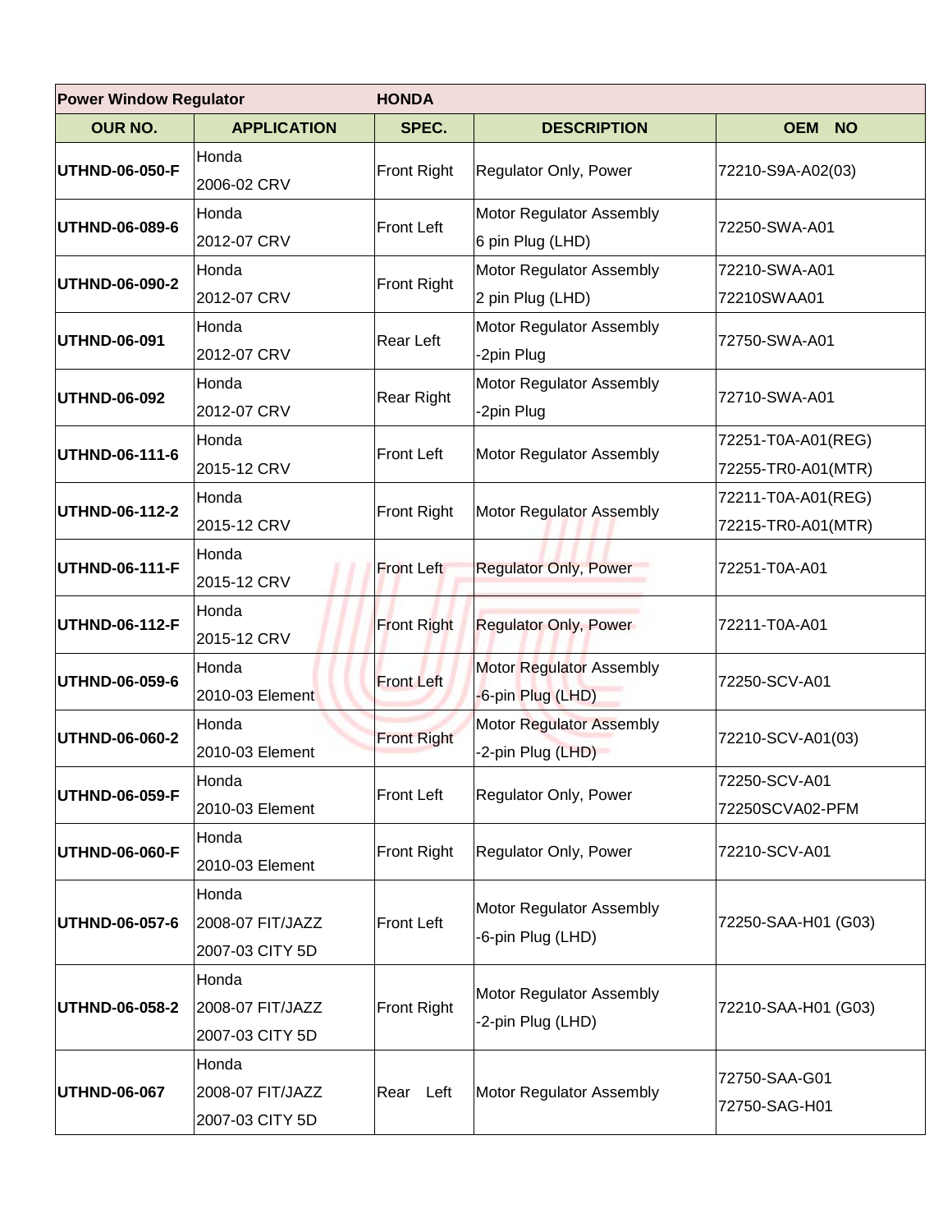| Power Window Regulator | HONDA | | | |
|---|---|---|---|---|
| **OUR NO.** | **APPLICATION** | **SPEC.** | **DESCRIPTION** | **OEM NO** |
| **UTHND-06-050-F** | Honda 2006-02 CRV | Front Right | Regulator Only, Power | 72210-S9A-A02(03) |
| **UTHND-06-089-6** | Honda 2012-07 CRV | Front Left | Motor Regulator Assembly 6 pin Plug (LHD) | 72250-SWA-A01 |
| **UTHND-06-090-2** | Honda 2012-07 CRV | Front Right | Motor Regulator Assembly 2 pin Plug (LHD) | 72210-SWA-A01 72210SWAA01 |
| **UTHND-06-091** | Honda 2012-07 CRV | Rear Left | Motor Regulator Assembly -2pin Plug | 72750-SWA-A01 |
| **UTHND-06-092** | Honda 2012-07 CRV | Rear Right | Motor Regulator Assembly -2pin Plug | 72710-SWA-A01 |
| **UTHND-06-111-6** | Honda 2015-12 CRV | Front Left | Motor Regulator Assembly | 72251-T0A-A01(REG) 72255-TR0-A01(MTR) |
| **UTHND-06-112-2** | Honda 2015-12 CRV | Front Right | Motor Regulator Assembly | 72211-T0A-A01(REG) 72215-TR0-A01(MTR) |
| **UTHND-06-111-F** | Honda 2015-12 CRV | Front Left | Regulator Only, Power | 72251-T0A-A01 |
| **UTHND-06-112-F** | Honda 2015-12 CRV | Front Right | Regulator Only, Power | 72211-T0A-A01 |
| **UTHND-06-059-6** | Honda 2010-03 Element | Front Left | Motor Regulator Assembly -6-pin Plug (LHD) | 72250-SCV-A01 |
| **UTHND-06-060-2** | Honda 2010-03 Element | Front Right | Motor Regulator Assembly -2-pin Plug (LHD) | 72210-SCV-A01(03) |
| **UTHND-06-059-F** | Honda 2010-03 Element | Front Left | Regulator Only, Power | 72250-SCV-A01 72250SCVA02-PFM |
| **UTHND-06-060-F** | Honda 2010-03 Element | Front Right | Regulator Only, Power | 72210-SCV-A01 |
| **UTHND-06-057-6** | Honda 2008-07 FIT/JAZZ 2007-03 CITY 5D | Front Left | Motor Regulator Assembly -6-pin Plug (LHD) | 72250-SAA-H01 (G03) |
| **UTHND-06-058-2** | Honda 2008-07 FIT/JAZZ 2007-03 CITY 5D | Front Right | Motor Regulator Assembly -2-pin Plug (LHD) | 72210-SAA-H01 (G03) |
| **UTHND-06-067** | Honda 2008-07 FIT/JAZZ 2007-03 CITY 5D | Rear Left | Motor Regulator Assembly | 72750-SAA-G01 72750-SAG-H01 |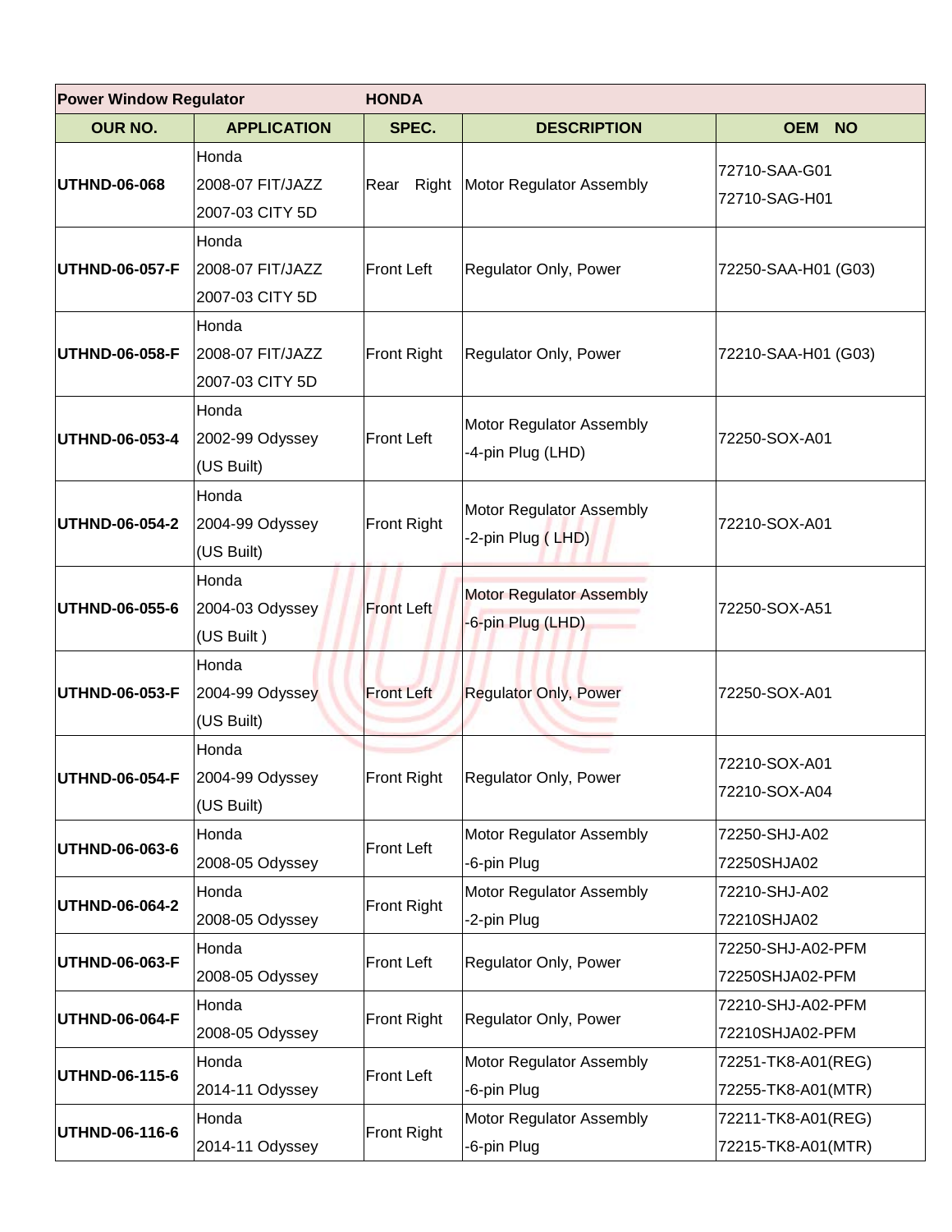| **Power Window Regulator** | **HONDA** | | | |
|---|---|---|---|---|
| **OUR NO.** | **APPLICATION** | **SPEC.** | **DESCRIPTION** | **OEM NO** |
| **UTHND-06-068** | Honda<br>2008-07 FIT/JAZZ<br>2007-03 CITY 5D | Rear Right | Motor Regulator Assembly | 72710-SAA-G01<br>72710-SAG-H01 |
| **UTHND-06-057-F** | Honda<br>2008-07 FIT/JAZZ<br>2007-03 CITY 5D | Front Left | Regulator Only, Power | 72250-SAA-H01 (G03) |
| **UTHND-06-058-F** | Honda<br>2008-07 FIT/JAZZ<br>2007-03 CITY 5D | Front Right | Regulator Only, Power | 72210-SAA-H01 (G03) |
| **UTHND-06-053-4** | Honda<br>2002-99 Odyssey<br>(US Built) | Front Left | Motor Regulator Assembly<br>-4-pin Plug (LHD) | 72250-SOX-A01 |
| **UTHND-06-054-2** | Honda<br>2004-99 Odyssey<br>(US Built) | Front Right | Motor Regulator Assembly<br>-2-pin Plug ( LHD) | 72210-SOX-A01 |
| **UTHND-06-055-6** | Honda<br>2004-03 Odyssey<br>(US Built ) | Front Left | Motor Regulator Assembly<br>-6-pin Plug (LHD) | 72250-SOX-A51 |
| **UTHND-06-053-F** | Honda<br>2004-99 Odyssey<br>(US Built) | Front Left | Regulator Only, Power | 72250-SOX-A01 |
| **UTHND-06-054-F** | Honda<br>2004-99 Odyssey<br>(US Built) | Front Right | Regulator Only, Power | 72210-SOX-A01<br>72210-SOX-A04 |
| **UTHND-06-063-6** | Honda<br>2008-05 Odyssey | Front Left | Motor Regulator Assembly<br>-6-pin Plug | 72250-SHJ-A02<br>72250SHJA02 |
| **UTHND-06-064-2** | Honda<br>2008-05 Odyssey | Front Right | Motor Regulator Assembly<br>-2-pin Plug | 72210-SHJ-A02<br>72210SHJA02 |
| **UTHND-06-063-F** | Honda<br>2008-05 Odyssey | Front Left | Regulator Only, Power | 72250-SHJ-A02-PFM<br>72250SHJA02-PFM |
| **UTHND-06-064-F** | Honda<br>2008-05 Odyssey | Front Right | Regulator Only, Power | 72210-SHJ-A02-PFM<br>72210SHJA02-PFM |
| **UTHND-06-115-6** | Honda<br>2014-11 Odyssey | Front Left | Motor Regulator Assembly<br>-6-pin Plug | 72251-TK8-A01(REG)<br>72255-TK8-A01(MTR) |
| **UTHND-06-116-6** | Honda<br>2014-11 Odyssey | Front Right | Motor Regulator Assembly<br>-6-pin Plug | 72211-TK8-A01(REG)<br>72215-TK8-A01(MTR) |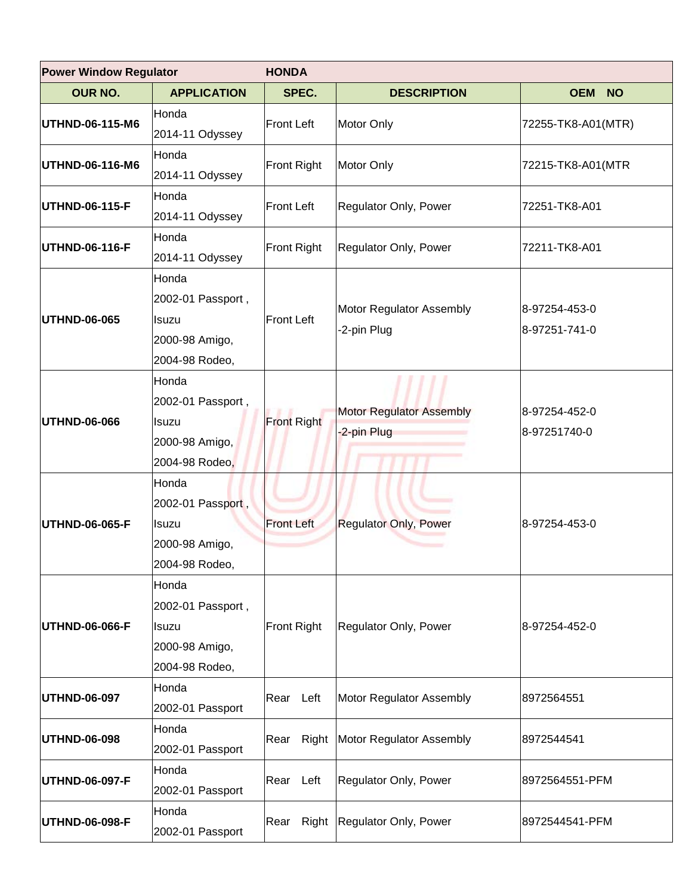| Power Window Regulator | HONDA | | | |
|---|---|---|---|---|
| **OUR NO.** | **APPLICATION** | **SPEC.** | **DESCRIPTION** | **OEM NO** |
| **UTHND-06-115-M6** | Honda<br>2014-11 Odyssey | Front Left | Motor Only | 72255-TK8-A01(MTR) |
| **UTHND-06-116-M6** | Honda<br>2014-11 Odyssey | Front Right | Motor Only | 72215-TK8-A01(MTR |
| **UTHND-06-115-F** | Honda<br>2014-11 Odyssey | Front Left | Regulator Only, Power | 72251-TK8-A01 |
| **UTHND-06-116-F** | Honda<br>2014-11 Odyssey | Front Right | Regulator Only, Power | 72211-TK8-A01 |
| **UTHND-06-065** | Honda<br>2002-01 Passport ,<br>Isuzu<br>2000-98 Amigo,<br>2004-98 Rodeo, | Front Left | Motor Regulator Assembly<br>-2-pin Plug | 8-97254-453-0<br>8-97251-741-0 |
| **UTHND-06-066** | Honda<br>2002-01 Passport ,<br>Isuzu<br>2000-98 Amigo,<br>2004-98 Rodeo, | Front Right | Motor Regulator Assembly<br>-2-pin Plug | 8-97254-452-0<br>8-97251740-0 |
| **UTHND-06-065-F** | Honda<br>2002-01 Passport ,<br>Isuzu<br>2000-98 Amigo,<br>2004-98 Rodeo, | Front Left | Regulator Only, Power | 8-97254-453-0 |
| **UTHND-06-066-F** | Honda<br>2002-01 Passport ,<br>Isuzu<br>2000-98 Amigo,<br>2004-98 Rodeo, | Front Right | Regulator Only, Power | 8-97254-452-0 |
| **UTHND-06-097** | Honda<br>2002-01 Passport | Rear Left | Motor Regulator Assembly | 8972564551 |
| **UTHND-06-098** | Honda<br>2002-01 Passport | Rear Right | Motor Regulator Assembly | 8972544541 |
| **UTHND-06-097-F** | Honda<br>2002-01 Passport | Rear Left | Regulator Only, Power | 8972564551-PFM |
| **UTHND-06-098-F** | Honda<br>2002-01 Passport | Rear Right | Regulator Only, Power | 8972544541-PFM |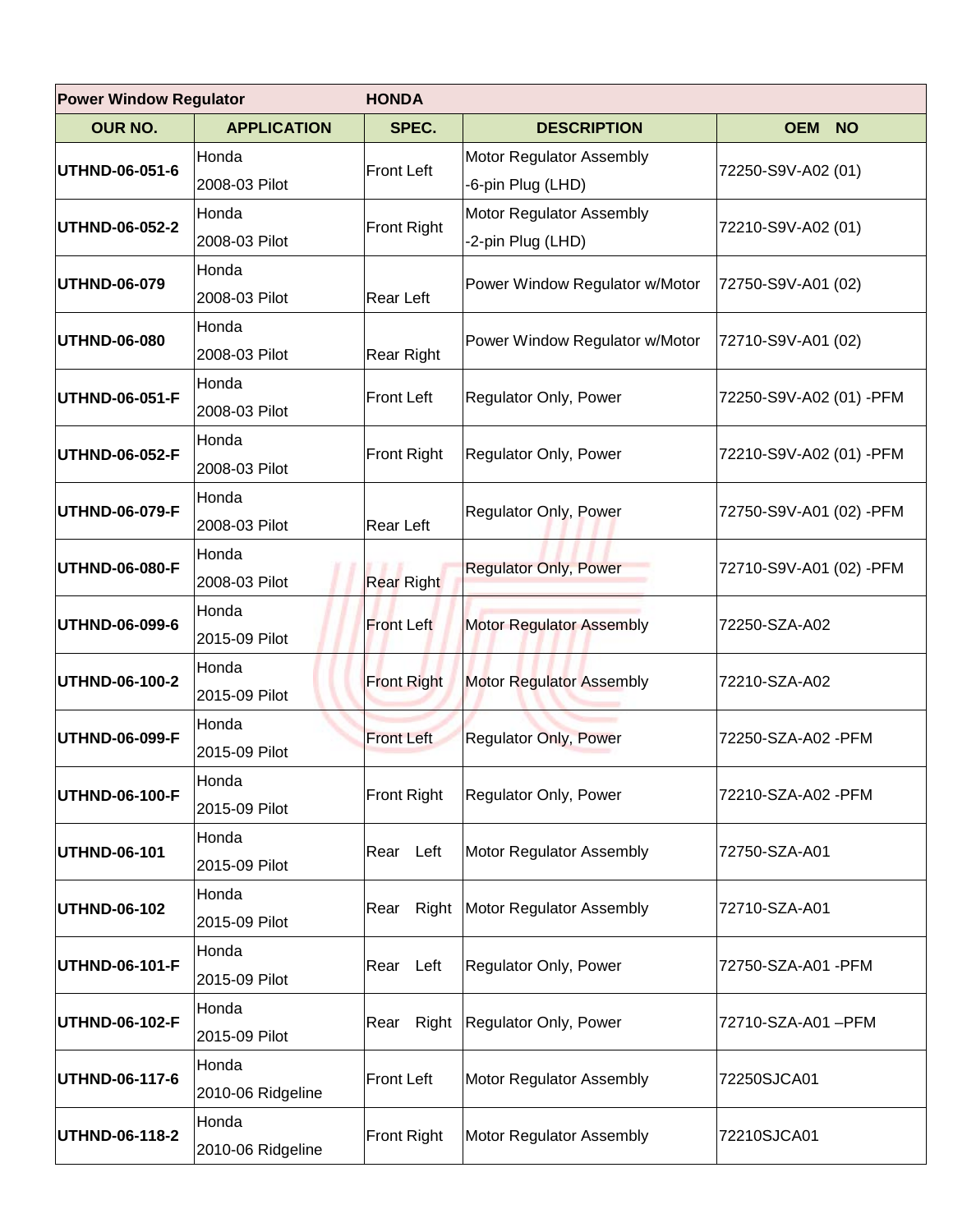| Power Window Regulator | | HONDA | | |
|---|---|---|---|---|
| **OUR NO.** | **APPLICATION** | **SPEC.** | **DESCRIPTION** | **OEM NO** |
| **UTHND-06-051-6** | Honda 2008-03 Pilot | Front Left | Motor Regulator Assembly -6-pin Plug (LHD) | 72250-S9V-A02 (01) |
| **UTHND-06-052-2** | Honda 2008-03 Pilot | Front Right | Motor Regulator Assembly -2-pin Plug (LHD) | 72210-S9V-A02 (01) |
| **UTHND-06-079** | Honda 2008-03 Pilot | Rear Left | Power Window Regulator w/Motor | 72750-S9V-A01 (02) |
| **UTHND-06-080** | Honda 2008-03 Pilot | Rear Right | Power Window Regulator w/Motor | 72710-S9V-A01 (02) |
| **UTHND-06-051-F** | Honda 2008-03 Pilot | Front Left | Regulator Only, Power | 72250-S9V-A02 (01) -PFM |
| **UTHND-06-052-F** | Honda 2008-03 Pilot | Front Right | Regulator Only, Power | 72210-S9V-A02 (01) -PFM |
| **UTHND-06-079-F** | Honda 2008-03 Pilot | Rear Left | Regulator Only, Power | 72750-S9V-A01 (02) -PFM |
| **UTHND-06-080-F** | Honda 2008-03 Pilot | Rear Right | Regulator Only, Power | 72710-S9V-A01 (02) -PFM |
| **UTHND-06-099-6** | Honda 2015-09 Pilot | Front Left | Motor Regulator Assembly | 72250-SZA-A02 |
| **UTHND-06-100-2** | Honda 2015-09 Pilot | Front Right | Motor Regulator Assembly | 72210-SZA-A02 |
| **UTHND-06-099-F** | Honda 2015-09 Pilot | Front Left | Regulator Only, Power | 72250-SZA-A02 -PFM |
| **UTHND-06-100-F** | Honda 2015-09 Pilot | Front Right | Regulator Only, Power | 72210-SZA-A02 -PFM |
| **UTHND-06-101** | Honda 2015-09 Pilot | Rear Left | Motor Regulator Assembly | 72750-SZA-A01 |
| **UTHND-06-102** | Honda 2015-09 Pilot | Rear Right | Motor Regulator Assembly | 72710-SZA-A01 |
| **UTHND-06-101-F** | Honda 2015-09 Pilot | Rear Left | Regulator Only, Power | 72750-SZA-A01 -PFM |
| **UTHND-06-102-F** | Honda 2015-09 Pilot | Rear Right | Regulator Only, Power | 72710-SZA-A01 –PFM |
| **UTHND-06-117-6** | Honda 2010-06 Ridgeline | Front Left | Motor Regulator Assembly | 72250SJCA01 |
| **UTHND-06-118-2** | Honda 2010-06 Ridgeline | Front Right | Motor Regulator Assembly | 72210SJCA01 |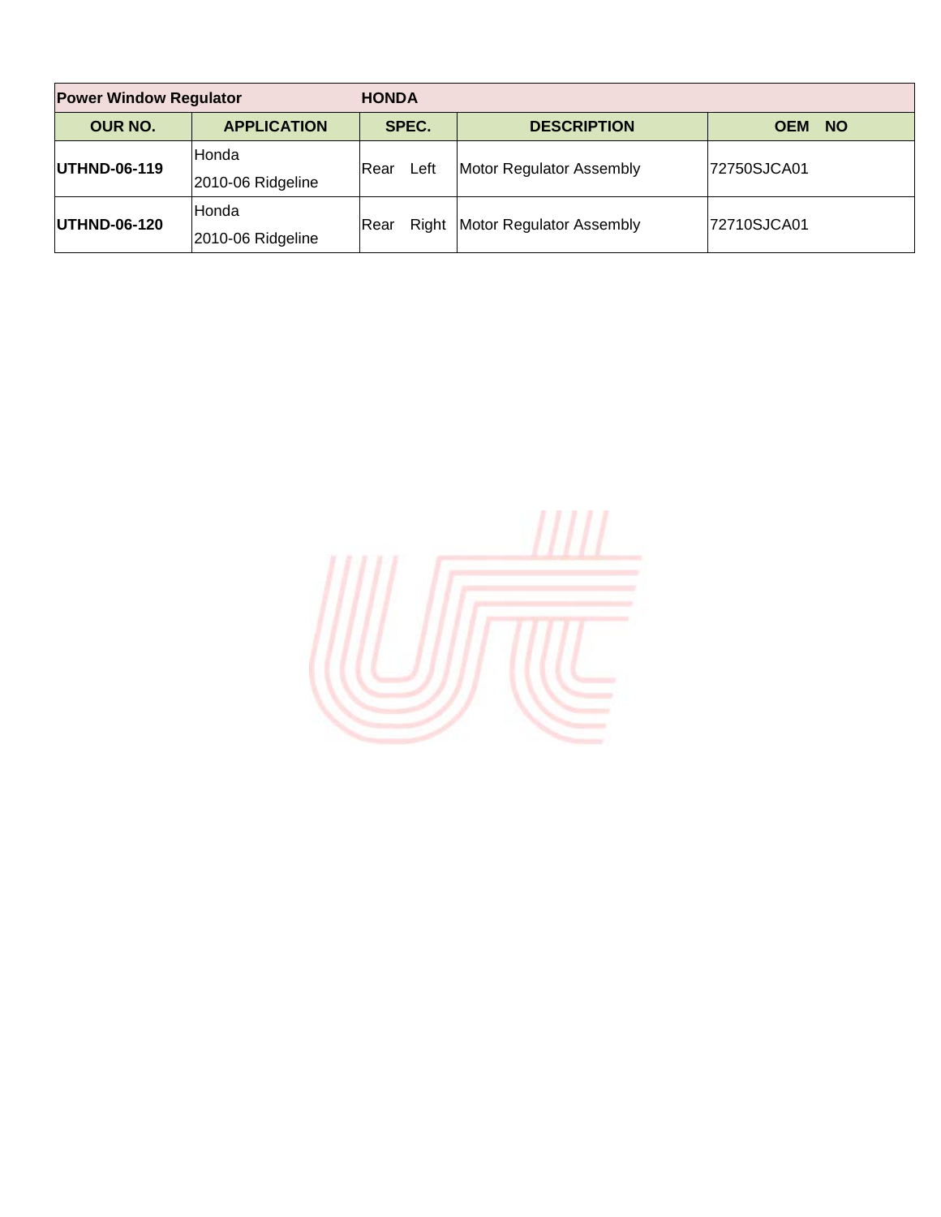| Power Window Regulator | HONDA | | | |
|---|---|---|---|---|
| **OUR NO.** | **APPLICATION** | **SPEC.** | **DESCRIPTION** | **OEM NO** |
| **UTHND-06-119** | Honda 2010-06 Ridgeline | Rear Left | Motor Regulator Assembly | 72750SJCA01 |
| **UTHND-06-120** | Honda 2010-06 Ridgeline | Rear Right | Motor Regulator Assembly | 72710SJCA01 |